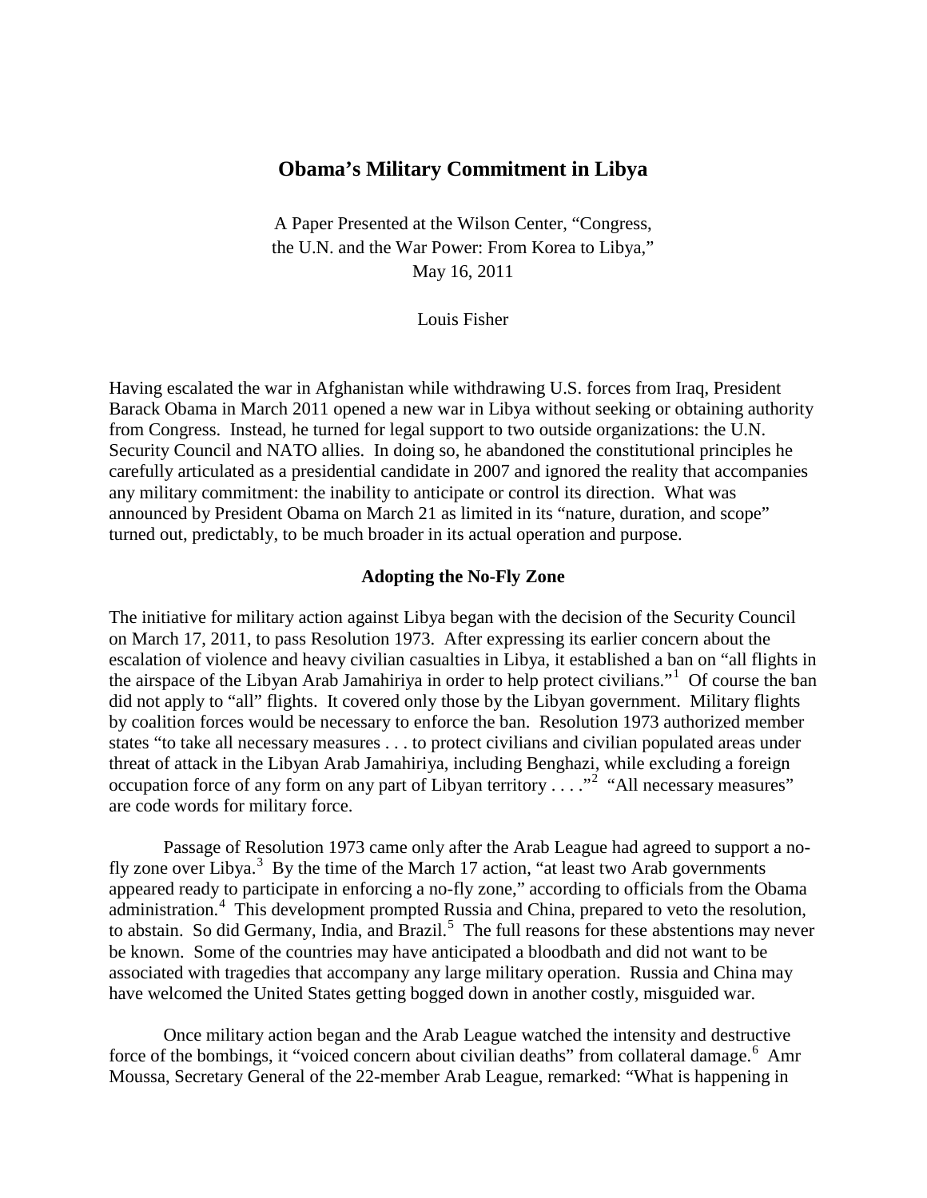# Obama's Military Commitment in Libya

A Paper Presented at the Wilson Center, "Congress, the U.N. and the War Power: From Korea to Libya," May 16, 2011

Louis Fisher

Having escalated the war in Afghanistan while withdrawing U.S. forces from Iraq, President Barack Obama in March 2011 opened a new war in Libya without seeking or obtaining authority from Congress. Instead, he turned for legal support to two outside organizations: the U.N. Security Council and NATO allies. In doing so, he abandoned the constitutional principles he carefully articulated as a presidential candidate in 2007 and ignored the reality that accompanies any military commitment: the inability to anticipate or control its direction. What was announced by President Obama on March 21 as limited in its "nature, duration, and scope" turned out, predictably, to be much broader in its actual operation and purpose.

## Adopting the No-Fly Zone

The initiative for military action against Libya began with the decision of the Security Council on March 17, 2011, to pass Resolution 1973. After expressing its earlier concern about the escalation of violence and heavy civilian casualties in Libya, it established a ban on "all flights in the airspace of the Libyan Arab Jamahiriya in order to help protect civilians."[1] Of course the ban did not apply to "all" flights. It covered only those by the Libyan government. Military flights by coalition forces would be necessary to enforce the ban. Resolution 1973 authorized member states "to take all necessary measures . . . to protect civilians and civilian populated areas under threat of attack in the Libyan Arab Jamahiriya, including Benghazi, while excluding a foreign occupation force of any form on any part of Libyan territory . . . ."[2] "All necessary measures" are code words for military force.

Passage of Resolution 1973 came only after the Arab League had agreed to support a no-fly zone over Libya.[3] By the time of the March 17 action, "at least two Arab governments appeared ready to participate in enforcing a no-fly zone," according to officials from the Obama administration.[4] This development prompted Russia and China, prepared to veto the resolution, to abstain. So did Germany, India, and Brazil.[5] The full reasons for these abstentions may never be known. Some of the countries may have anticipated a bloodbath and did not want to be associated with tragedies that accompany any large military operation. Russia and China may have welcomed the United States getting bogged down in another costly, misguided war.

Once military action began and the Arab League watched the intensity and destructive force of the bombings, it "voiced concern about civilian deaths" from collateral damage.[6] Amr Moussa, Secretary General of the 22-member Arab League, remarked: "What is happening in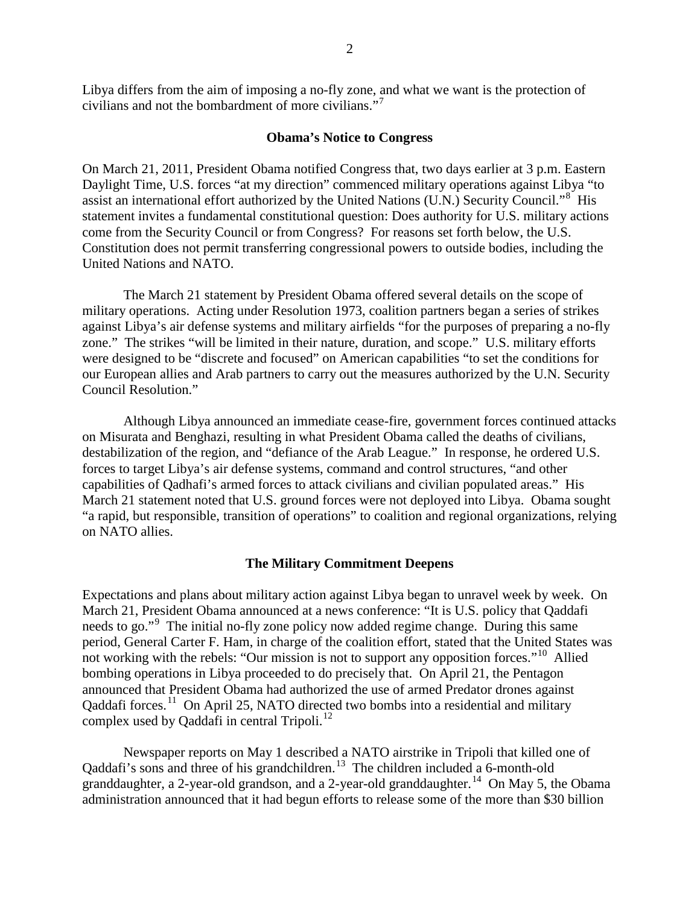Libya differs from the aim of imposing a no-fly zone, and what we want is the protection of civilians and not the bombardment of more civilians."[7]

### Obama's Notice to Congress

On March 21, 2011, President Obama notified Congress that, two days earlier at 3 p.m. Eastern Daylight Time, U.S. forces "at my direction" commenced military operations against Libya "to assist an international effort authorized by the United Nations (U.N.) Security Council."[8] His statement invites a fundamental constitutional question: Does authority for U.S. military actions come from the Security Council or from Congress? For reasons set forth below, the U.S. Constitution does not permit transferring congressional powers to outside bodies, including the United Nations and NATO.

The March 21 statement by President Obama offered several details on the scope of military operations. Acting under Resolution 1973, coalition partners began a series of strikes against Libya's air defense systems and military airfields "for the purposes of preparing a no-fly zone." The strikes "will be limited in their nature, duration, and scope." U.S. military efforts were designed to be "discrete and focused" on American capabilities "to set the conditions for our European allies and Arab partners to carry out the measures authorized by the U.N. Security Council Resolution."

Although Libya announced an immediate cease-fire, government forces continued attacks on Misurata and Benghazi, resulting in what President Obama called the deaths of civilians, destabilization of the region, and "defiance of the Arab League." In response, he ordered U.S. forces to target Libya's air defense systems, command and control structures, "and other capabilities of Qadhafi's armed forces to attack civilians and civilian populated areas." His March 21 statement noted that U.S. ground forces were not deployed into Libya. Obama sought "a rapid, but responsible, transition of operations" to coalition and regional organizations, relying on NATO allies.

### The Military Commitment Deepens

Expectations and plans about military action against Libya began to unravel week by week. On March 21, President Obama announced at a news conference: "It is U.S. policy that Qaddafi needs to go."[9] The initial no-fly zone policy now added regime change. During this same period, General Carter F. Ham, in charge of the coalition effort, stated that the United States was not working with the rebels: "Our mission is not to support any opposition forces."[10] Allied bombing operations in Libya proceeded to do precisely that. On April 21, the Pentagon announced that President Obama had authorized the use of armed Predator drones against Qaddafi forces.[11] On April 25, NATO directed two bombs into a residential and military complex used by Qaddafi in central Tripoli.[12]

Newspaper reports on May 1 described a NATO airstrike in Tripoli that killed one of Qaddafi's sons and three of his grandchildren.[13] The children included a 6-month-old granddaughter, a 2-year-old grandson, and a 2-year-old granddaughter.[14] On May 5, the Obama administration announced that it had begun efforts to release some of the more than $30 billion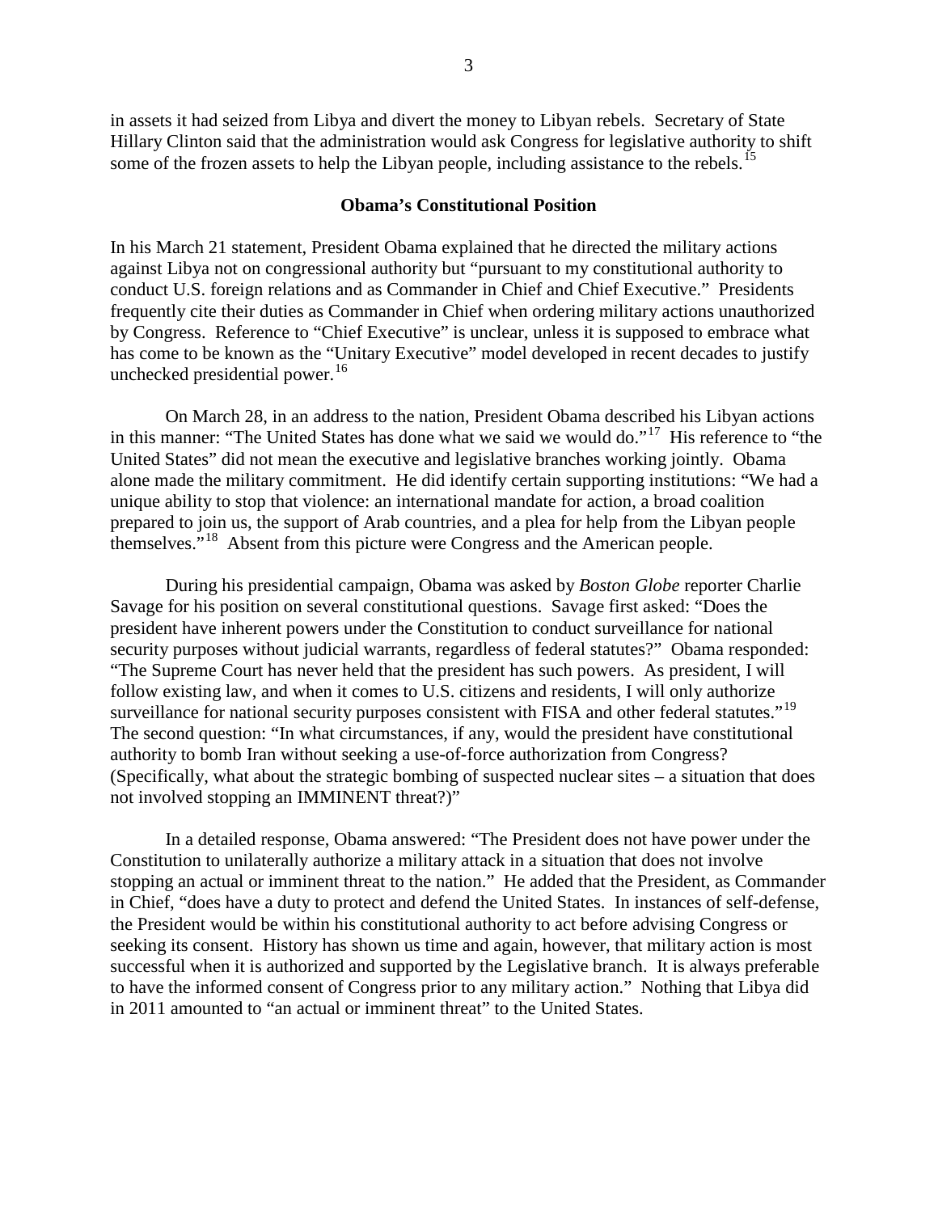in assets it had seized from Libya and divert the money to Libyan rebels. Secretary of State Hillary Clinton said that the administration would ask Congress for legislative authority to shift some of the frozen assets to help the Libyan people, including assistance to the rebels.[15]

## Obama's Constitutional Position

In his March 21 statement, President Obama explained that he directed the military actions against Libya not on congressional authority but "pursuant to my constitutional authority to conduct U.S. foreign relations and as Commander in Chief and Chief Executive." Presidents frequently cite their duties as Commander in Chief when ordering military actions unauthorized by Congress. Reference to "Chief Executive" is unclear, unless it is supposed to embrace what has come to be known as the "Unitary Executive" model developed in recent decades to justify unchecked presidential power.[16]

On March 28, in an address to the nation, President Obama described his Libyan actions in this manner: "The United States has done what we said we would do."[17] His reference to "the United States" did not mean the executive and legislative branches working jointly. Obama alone made the military commitment. He did identify certain supporting institutions: "We had a unique ability to stop that violence: an international mandate for action, a broad coalition prepared to join us, the support of Arab countries, and a plea for help from the Libyan people themselves."[18] Absent from this picture were Congress and the American people.

During his presidential campaign, Obama was asked by *Boston Globe* reporter Charlie Savage for his position on several constitutional questions. Savage first asked: "Does the president have inherent powers under the Constitution to conduct surveillance for national security purposes without judicial warrants, regardless of federal statutes?" Obama responded: "The Supreme Court has never held that the president has such powers. As president, I will follow existing law, and when it comes to U.S. citizens and residents, I will only authorize surveillance for national security purposes consistent with FISA and other federal statutes."[19] The second question: "In what circumstances, if any, would the president have constitutional authority to bomb Iran without seeking a use-of-force authorization from Congress? (Specifically, what about the strategic bombing of suspected nuclear sites – a situation that does not involved stopping an IMMINENT threat?)"

In a detailed response, Obama answered: "The President does not have power under the Constitution to unilaterally authorize a military attack in a situation that does not involve stopping an actual or imminent threat to the nation." He added that the President, as Commander in Chief, "does have a duty to protect and defend the United States. In instances of self-defense, the President would be within his constitutional authority to act before advising Congress or seeking its consent. History has shown us time and again, however, that military action is most successful when it is authorized and supported by the Legislative branch. It is always preferable to have the informed consent of Congress prior to any military action." Nothing that Libya did in 2011 amounted to "an actual or imminent threat" to the United States.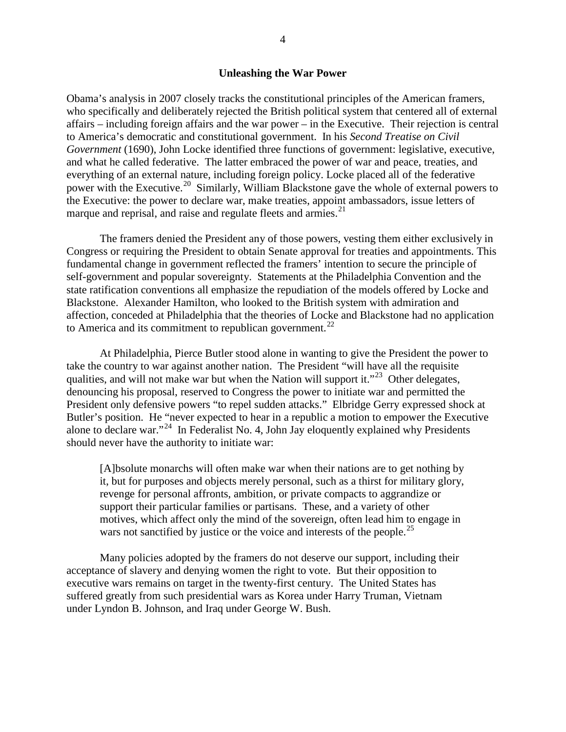## Unleashing the War Power

Obama's analysis in 2007 closely tracks the constitutional principles of the American framers, who specifically and deliberately rejected the British political system that centered all of external affairs – including foreign affairs and the war power – in the Executive. Their rejection is central to America's democratic and constitutional government. In his *Second Treatise on Civil Government* (1690), John Locke identified three functions of government: legislative, executive, and what he called federative. The latter embraced the power of war and peace, treaties, and everything of an external nature, including foreign policy. Locke placed all of the federative power with the Executive.[20] Similarly, William Blackstone gave the whole of external powers to the Executive: the power to declare war, make treaties, appoint ambassadors, issue letters of marque and reprisal, and raise and regulate fleets and armies.[21]

The framers denied the President any of those powers, vesting them either exclusively in Congress or requiring the President to obtain Senate approval for treaties and appointments. This fundamental change in government reflected the framers' intention to secure the principle of self-government and popular sovereignty. Statements at the Philadelphia Convention and the state ratification conventions all emphasize the repudiation of the models offered by Locke and Blackstone. Alexander Hamilton, who looked to the British system with admiration and affection, conceded at Philadelphia that the theories of Locke and Blackstone had no application to America and its commitment to republican government.[22]

At Philadelphia, Pierce Butler stood alone in wanting to give the President the power to take the country to war against another nation. The President "will have all the requisite qualities, and will not make war but when the Nation will support it."[23] Other delegates, denouncing his proposal, reserved to Congress the power to initiate war and permitted the President only defensive powers "to repel sudden attacks." Elbridge Gerry expressed shock at Butler's position. He "never expected to hear in a republic a motion to empower the Executive alone to declare war."[24] In Federalist No. 4, John Jay eloquently explained why Presidents should never have the authority to initiate war:

> [A]bsolute monarchs will often make war when their nations are to get nothing by it, but for purposes and objects merely personal, such as a thirst for military glory, revenge for personal affronts, ambition, or private compacts to aggrandize or support their particular families or partisans. These, and a variety of other motives, which affect only the mind of the sovereign, often lead him to engage in wars not sanctified by justice or the voice and interests of the people.[25]

Many policies adopted by the framers do not deserve our support, including their acceptance of slavery and denying women the right to vote. But their opposition to executive wars remains on target in the twenty-first century. The United States has suffered greatly from such presidential wars as Korea under Harry Truman, Vietnam under Lyndon B. Johnson, and Iraq under George W. Bush.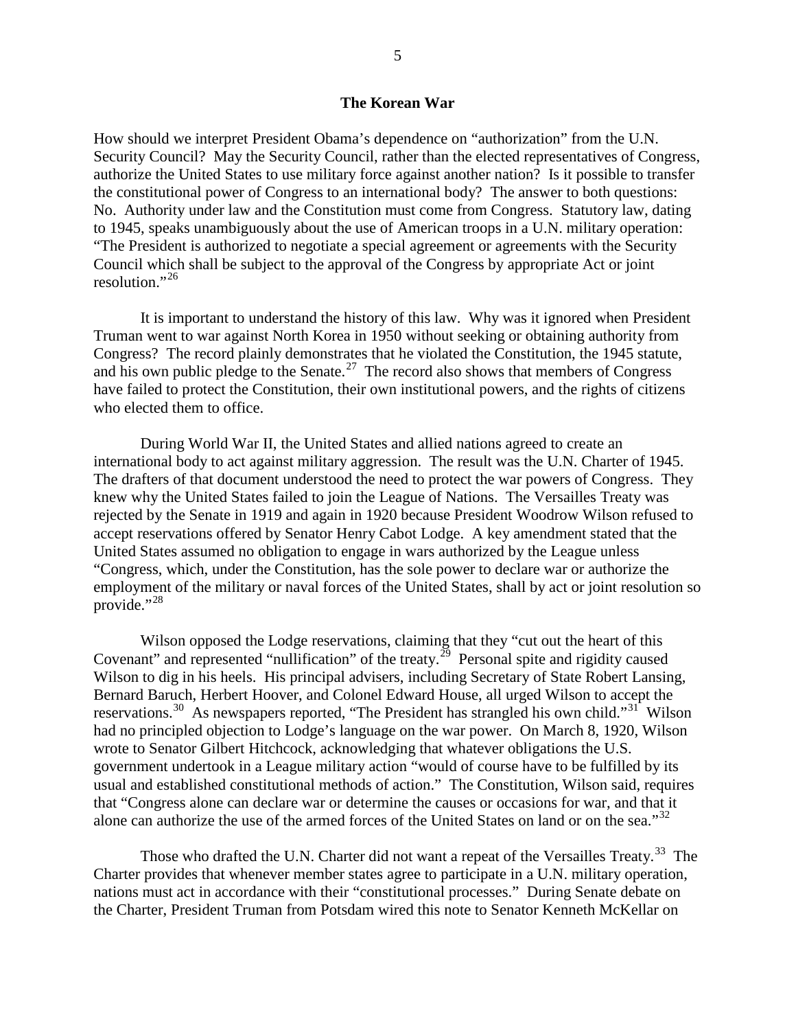### The Korean War

How should we interpret President Obama's dependence on "authorization" from the U.N. Security Council? May the Security Council, rather than the elected representatives of Congress, authorize the United States to use military force against another nation? Is it possible to transfer the constitutional power of Congress to an international body? The answer to both questions: No. Authority under law and the Constitution must come from Congress. Statutory law, dating to 1945, speaks unambiguously about the use of American troops in a U.N. military operation: "The President is authorized to negotiate a special agreement or agreements with the Security Council which shall be subject to the approval of the Congress by appropriate Act or joint resolution."[26]

It is important to understand the history of this law. Why was it ignored when President Truman went to war against North Korea in 1950 without seeking or obtaining authority from Congress? The record plainly demonstrates that he violated the Constitution, the 1945 statute, and his own public pledge to the Senate.[27] The record also shows that members of Congress have failed to protect the Constitution, their own institutional powers, and the rights of citizens who elected them to office.

During World War II, the United States and allied nations agreed to create an international body to act against military aggression. The result was the U.N. Charter of 1945. The drafters of that document understood the need to protect the war powers of Congress. They knew why the United States failed to join the League of Nations. The Versailles Treaty was rejected by the Senate in 1919 and again in 1920 because President Woodrow Wilson refused to accept reservations offered by Senator Henry Cabot Lodge. A key amendment stated that the United States assumed no obligation to engage in wars authorized by the League unless "Congress, which, under the Constitution, has the sole power to declare war or authorize the employment of the military or naval forces of the United States, shall by act or joint resolution so provide."[28]

Wilson opposed the Lodge reservations, claiming that they "cut out the heart of this Covenant" and represented "nullification" of the treaty.[29] Personal spite and rigidity caused Wilson to dig in his heels. His principal advisers, including Secretary of State Robert Lansing, Bernard Baruch, Herbert Hoover, and Colonel Edward House, all urged Wilson to accept the reservations.[30] As newspapers reported, "The President has strangled his own child."[31] Wilson had no principled objection to Lodge's language on the war power. On March 8, 1920, Wilson wrote to Senator Gilbert Hitchcock, acknowledging that whatever obligations the U.S. government undertook in a League military action "would of course have to be fulfilled by its usual and established constitutional methods of action." The Constitution, Wilson said, requires that "Congress alone can declare war or determine the causes or occasions for war, and that it alone can authorize the use of the armed forces of the United States on land or on the sea."[32]

Those who drafted the U.N. Charter did not want a repeat of the Versailles Treaty.[33] The Charter provides that whenever member states agree to participate in a U.N. military operation, nations must act in accordance with their "constitutional processes." During Senate debate on the Charter, President Truman from Potsdam wired this note to Senator Kenneth McKellar on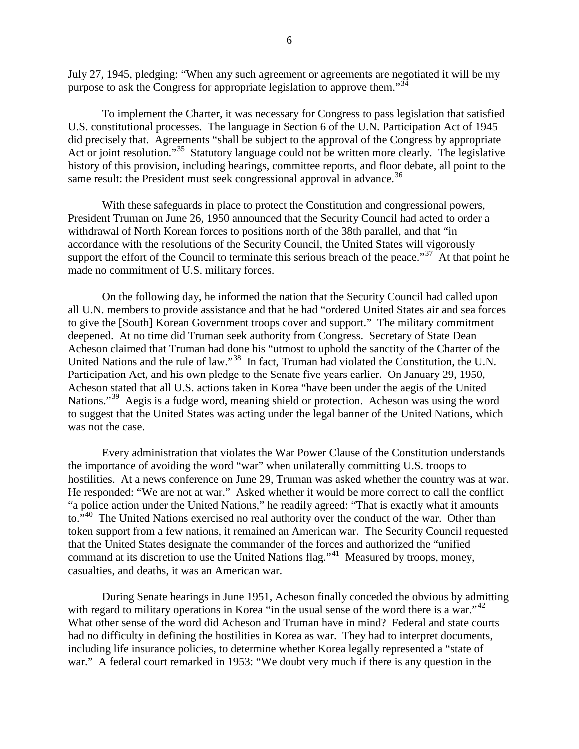July 27, 1945, pledging: "When any such agreement or agreements are negotiated it will be my purpose to ask the Congress for appropriate legislation to approve them."[34]

To implement the Charter, it was necessary for Congress to pass legislation that satisfied U.S. constitutional processes. The language in Section 6 of the U.N. Participation Act of 1945 did precisely that. Agreements "shall be subject to the approval of the Congress by appropriate Act or joint resolution."[35] Statutory language could not be written more clearly. The legislative history of this provision, including hearings, committee reports, and floor debate, all point to the same result: the President must seek congressional approval in advance.[36]

With these safeguards in place to protect the Constitution and congressional powers, President Truman on June 26, 1950 announced that the Security Council had acted to order a withdrawal of North Korean forces to positions north of the 38th parallel, and that "in accordance with the resolutions of the Security Council, the United States will vigorously support the effort of the Council to terminate this serious breach of the peace."[37] At that point he made no commitment of U.S. military forces.

On the following day, he informed the nation that the Security Council had called upon all U.N. members to provide assistance and that he had "ordered United States air and sea forces to give the [South] Korean Government troops cover and support." The military commitment deepened. At no time did Truman seek authority from Congress. Secretary of State Dean Acheson claimed that Truman had done his "utmost to uphold the sanctity of the Charter of the United Nations and the rule of law."[38] In fact, Truman had violated the Constitution, the U.N. Participation Act, and his own pledge to the Senate five years earlier. On January 29, 1950, Acheson stated that all U.S. actions taken in Korea "have been under the aegis of the United Nations."[39] Aegis is a fudge word, meaning shield or protection. Acheson was using the word to suggest that the United States was acting under the legal banner of the United Nations, which was not the case.

Every administration that violates the War Power Clause of the Constitution understands the importance of avoiding the word "war" when unilaterally committing U.S. troops to hostilities. At a news conference on June 29, Truman was asked whether the country was at war. He responded: "We are not at war." Asked whether it would be more correct to call the conflict "a police action under the United Nations," he readily agreed: "That is exactly what it amounts to."[40] The United Nations exercised no real authority over the conduct of the war. Other than token support from a few nations, it remained an American war. The Security Council requested that the United States designate the commander of the forces and authorized the "unified command at its discretion to use the United Nations flag."[41] Measured by troops, money, casualties, and deaths, it was an American war.

During Senate hearings in June 1951, Acheson finally conceded the obvious by admitting with regard to military operations in Korea "in the usual sense of the word there is a war."[42] What other sense of the word did Acheson and Truman have in mind? Federal and state courts had no difficulty in defining the hostilities in Korea as war. They had to interpret documents, including life insurance policies, to determine whether Korea legally represented a "state of war." A federal court remarked in 1953: "We doubt very much if there is any question in the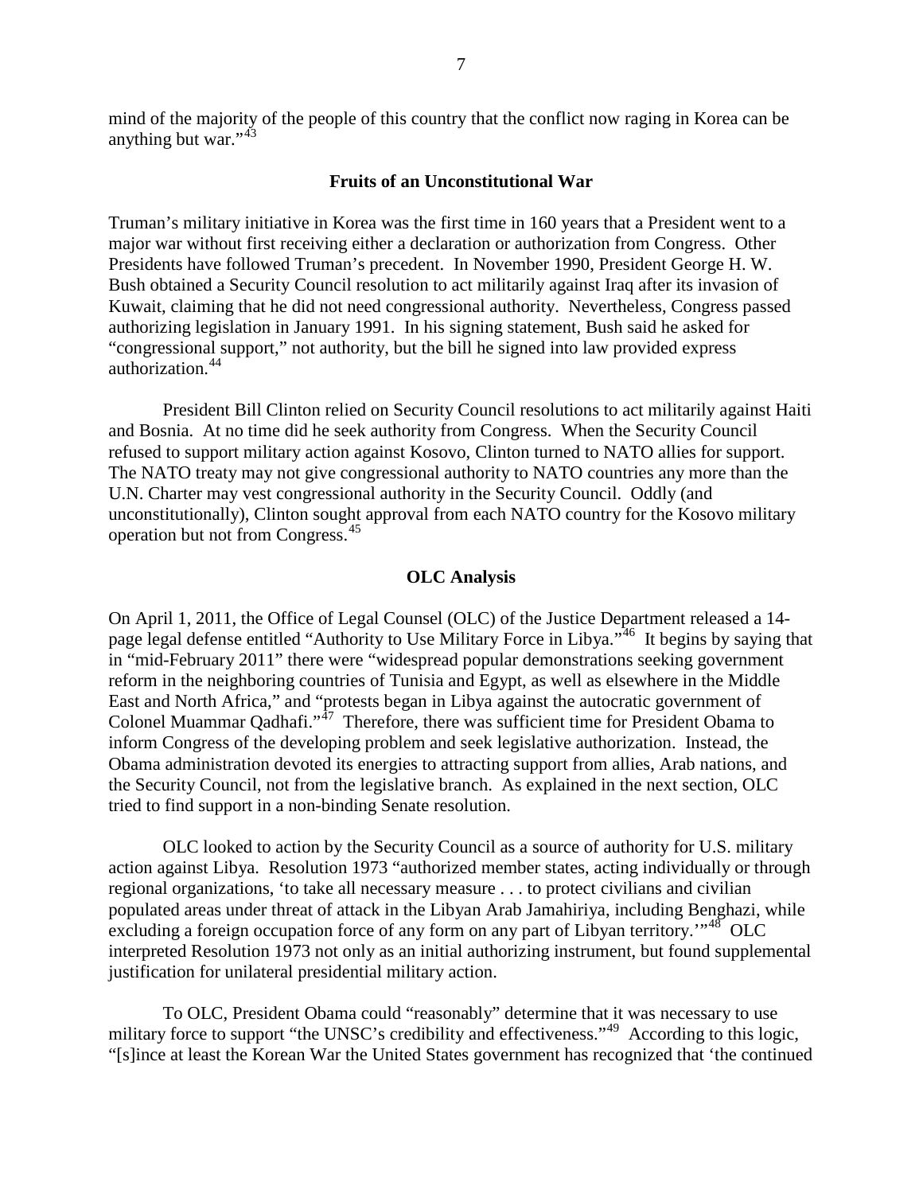mind of the majority of the people of this country that the conflict now raging in Korea can be anything but war."[43]

## Fruits of an Unconstitutional War

Truman's military initiative in Korea was the first time in 160 years that a President went to a major war without first receiving either a declaration or authorization from Congress. Other Presidents have followed Truman's precedent. In November 1990, President George H. W. Bush obtained a Security Council resolution to act militarily against Iraq after its invasion of Kuwait, claiming that he did not need congressional authority. Nevertheless, Congress passed authorizing legislation in January 1991. In his signing statement, Bush said he asked for "congressional support," not authority, but the bill he signed into law provided express authorization.[44]

President Bill Clinton relied on Security Council resolutions to act militarily against Haiti and Bosnia. At no time did he seek authority from Congress. When the Security Council refused to support military action against Kosovo, Clinton turned to NATO allies for support. The NATO treaty may not give congressional authority to NATO countries any more than the U.N. Charter may vest congressional authority in the Security Council. Oddly (and unconstitutionally), Clinton sought approval from each NATO country for the Kosovo military operation but not from Congress.[45]

## OLC Analysis

On April 1, 2011, the Office of Legal Counsel (OLC) of the Justice Department released a 14-page legal defense entitled "Authority to Use Military Force in Libya."[46] It begins by saying that in "mid-February 2011" there were "widespread popular demonstrations seeking government reform in the neighboring countries of Tunisia and Egypt, as well as elsewhere in the Middle East and North Africa," and "protests began in Libya against the autocratic government of Colonel Muammar Qadhafi."[47] Therefore, there was sufficient time for President Obama to inform Congress of the developing problem and seek legislative authorization. Instead, the Obama administration devoted its energies to attracting support from allies, Arab nations, and the Security Council, not from the legislative branch. As explained in the next section, OLC tried to find support in a non-binding Senate resolution.

OLC looked to action by the Security Council as a source of authority for U.S. military action against Libya. Resolution 1973 "authorized member states, acting individually or through regional organizations, 'to take all necessary measure . . . to protect civilians and civilian populated areas under threat of attack in the Libyan Arab Jamahiriya, including Benghazi, while excluding a foreign occupation force of any form on any part of Libyan territory.'"[48] OLC interpreted Resolution 1973 not only as an initial authorizing instrument, but found supplemental justification for unilateral presidential military action.

To OLC, President Obama could "reasonably" determine that it was necessary to use military force to support "the UNSC's credibility and effectiveness."[49] According to this logic, "[s]ince at least the Korean War the United States government has recognized that 'the continued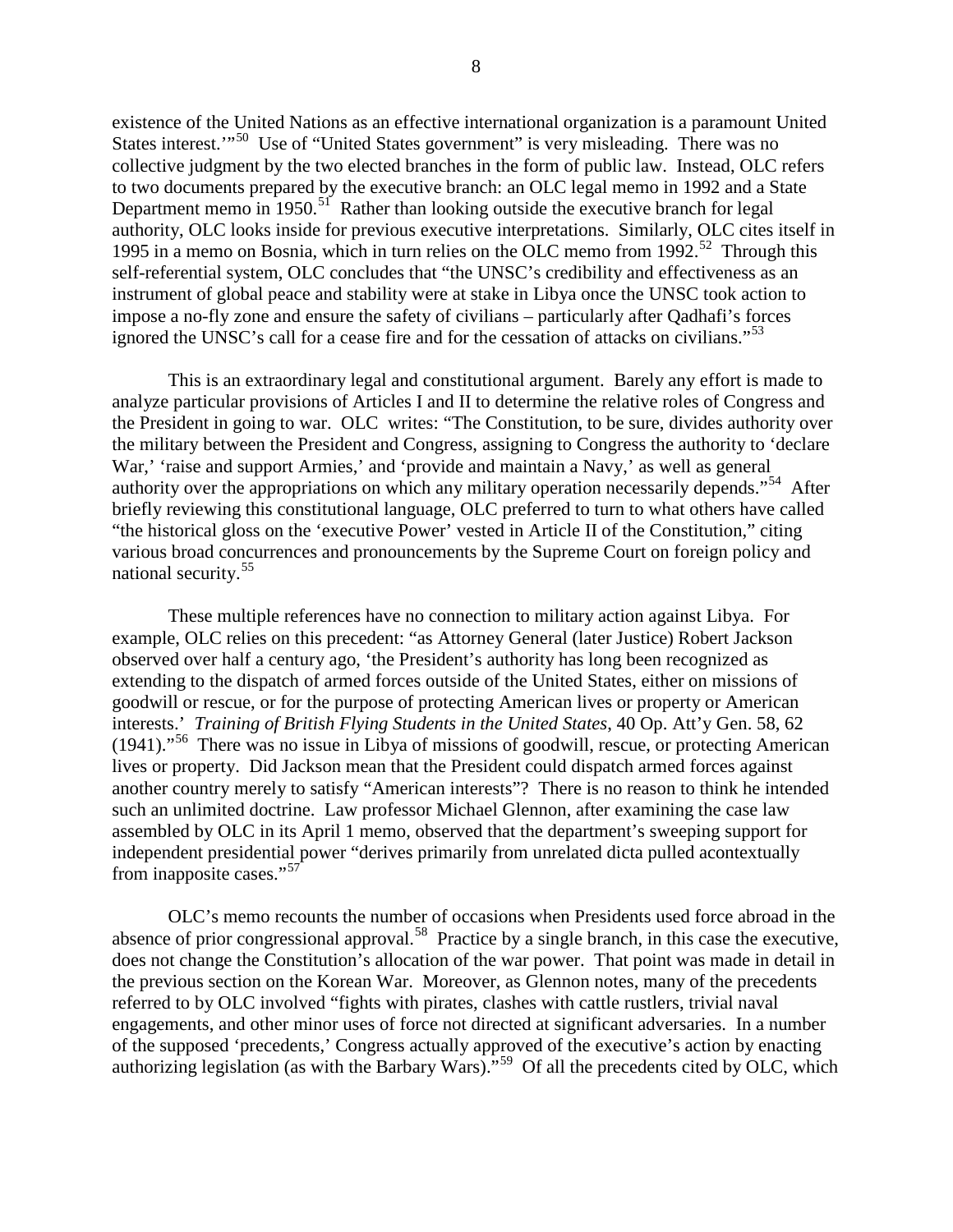existence of the United Nations as an effective international organization is a paramount United States interest.'"[50] Use of "United States government" is very misleading. There was no collective judgment by the two elected branches in the form of public law. Instead, OLC refers to two documents prepared by the executive branch: an OLC legal memo in 1992 and a State Department memo in 1950.[51] Rather than looking outside the executive branch for legal authority, OLC looks inside for previous executive interpretations. Similarly, OLC cites itself in 1995 in a memo on Bosnia, which in turn relies on the OLC memo from 1992.[52] Through this self-referential system, OLC concludes that "the UNSC's credibility and effectiveness as an instrument of global peace and stability were at stake in Libya once the UNSC took action to impose a no-fly zone and ensure the safety of civilians – particularly after Qadhafi's forces ignored the UNSC's call for a cease fire and for the cessation of attacks on civilians."[53]

This is an extraordinary legal and constitutional argument. Barely any effort is made to analyze particular provisions of Articles I and II to determine the relative roles of Congress and the President in going to war. OLC writes: "The Constitution, to be sure, divides authority over the military between the President and Congress, assigning to Congress the authority to 'declare War,' 'raise and support Armies,' and 'provide and maintain a Navy,' as well as general authority over the appropriations on which any military operation necessarily depends."[54] After briefly reviewing this constitutional language, OLC preferred to turn to what others have called "the historical gloss on the 'executive Power' vested in Article II of the Constitution," citing various broad concurrences and pronouncements by the Supreme Court on foreign policy and national security.[55]

These multiple references have no connection to military action against Libya. For example, OLC relies on this precedent: "as Attorney General (later Justice) Robert Jackson observed over half a century ago, 'the President's authority has long been recognized as extending to the dispatch of armed forces outside of the United States, either on missions of goodwill or rescue, or for the purpose of protecting American lives or property or American interests.' *Training of British Flying Students in the United States*, 40 Op. Att'y Gen. 58, 62 (1941)."[56] There was no issue in Libya of missions of goodwill, rescue, or protecting American lives or property. Did Jackson mean that the President could dispatch armed forces against another country merely to satisfy "American interests"? There is no reason to think he intended such an unlimited doctrine. Law professor Michael Glennon, after examining the case law assembled by OLC in its April 1 memo, observed that the department's sweeping support for independent presidential power "derives primarily from unrelated dicta pulled acontextually from inapposite cases."[57]

OLC's memo recounts the number of occasions when Presidents used force abroad in the absence of prior congressional approval.[58] Practice by a single branch, in this case the executive, does not change the Constitution's allocation of the war power. That point was made in detail in the previous section on the Korean War. Moreover, as Glennon notes, many of the precedents referred to by OLC involved "fights with pirates, clashes with cattle rustlers, trivial naval engagements, and other minor uses of force not directed at significant adversaries. In a number of the supposed 'precedents,' Congress actually approved of the executive's action by enacting authorizing legislation (as with the Barbary Wars)."[59] Of all the precedents cited by OLC, which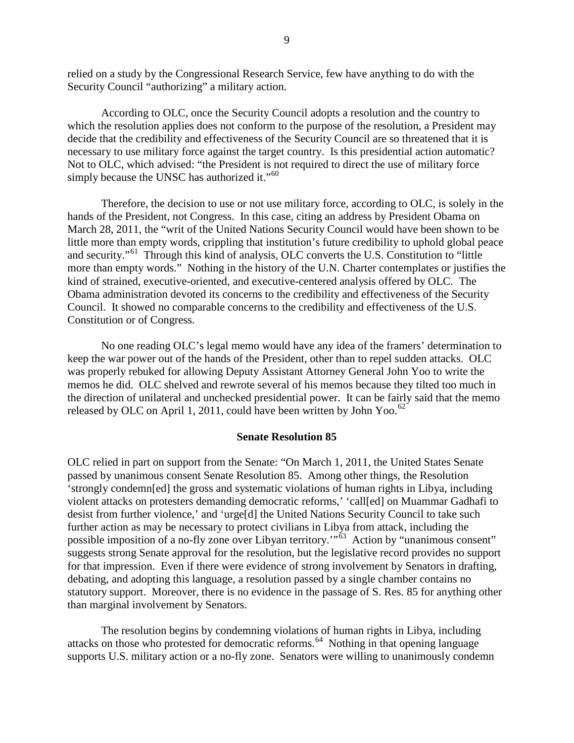relied on a study by the Congressional Research Service, few have anything to do with the Security Council "authorizing" a military action.

According to OLC, once the Security Council adopts a resolution and the country to which the resolution applies does not conform to the purpose of the resolution, a President may decide that the credibility and effectiveness of the Security Council are so threatened that it is necessary to use military force against the target country. Is this presidential action automatic? Not to OLC, which advised: "the President is not required to direct the use of military force simply because the UNSC has authorized it."[60]

Therefore, the decision to use or not use military force, according to OLC, is solely in the hands of the President, not Congress. In this case, citing an address by President Obama on March 28, 2011, the "writ of the United Nations Security Council would have been shown to be little more than empty words, crippling that institution's future credibility to uphold global peace and security."[61] Through this kind of analysis, OLC converts the U.S. Constitution to "little more than empty words." Nothing in the history of the U.N. Charter contemplates or justifies the kind of strained, executive-oriented, and executive-centered analysis offered by OLC. The Obama administration devoted its concerns to the credibility and effectiveness of the Security Council. It showed no comparable concerns to the credibility and effectiveness of the U.S. Constitution or of Congress.

No one reading OLC's legal memo would have any idea of the framers' determination to keep the war power out of the hands of the President, other than to repel sudden attacks. OLC was properly rebuked for allowing Deputy Assistant Attorney General John Yoo to write the memos he did. OLC shelved and rewrote several of his memos because they tilted too much in the direction of unilateral and unchecked presidential power. It can be fairly said that the memo released by OLC on April 1, 2011, could have been written by John Yoo.[62]

## Senate Resolution 85

OLC relied in part on support from the Senate: "On March 1, 2011, the United States Senate passed by unanimous consent Senate Resolution 85. Among other things, the Resolution 'strongly condemn[ed] the gross and systematic violations of human rights in Libya, including violent attacks on protesters demanding democratic reforms,' 'call[ed] on Muammar Gadhafi to desist from further violence,' and 'urge[d] the United Nations Security Council to take such further action as may be necessary to protect civilians in Libya from attack, including the possible imposition of a no-fly zone over Libyan territory.'"[63] Action by "unanimous consent" suggests strong Senate approval for the resolution, but the legislative record provides no support for that impression. Even if there were evidence of strong involvement by Senators in drafting, debating, and adopting this language, a resolution passed by a single chamber contains no statutory support. Moreover, there is no evidence in the passage of S. Res. 85 for anything other than marginal involvement by Senators.

The resolution begins by condemning violations of human rights in Libya, including attacks on those who protested for democratic reforms.[64] Nothing in that opening language supports U.S. military action or a no-fly zone. Senators were willing to unanimously condemn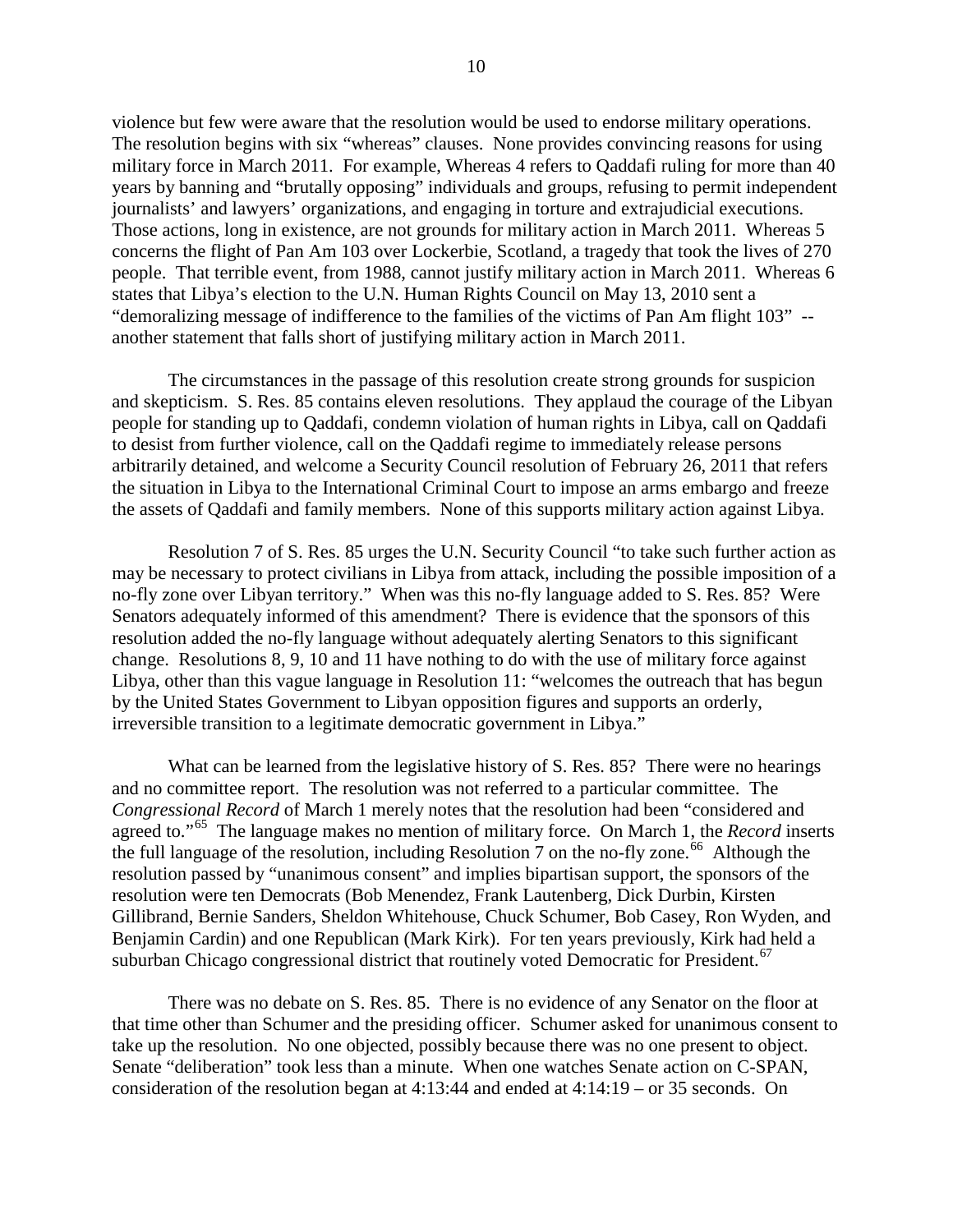violence but few were aware that the resolution would be used to endorse military operations. The resolution begins with six "whereas" clauses. None provides convincing reasons for using military force in March 2011. For example, Whereas 4 refers to Qaddafi ruling for more than 40 years by banning and "brutally opposing" individuals and groups, refusing to permit independent journalists' and lawyers' organizations, and engaging in torture and extrajudicial executions. Those actions, long in existence, are not grounds for military action in March 2011. Whereas 5 concerns the flight of Pan Am 103 over Lockerbie, Scotland, a tragedy that took the lives of 270 people. That terrible event, from 1988, cannot justify military action in March 2011. Whereas 6 states that Libya's election to the U.N. Human Rights Council on May 13, 2010 sent a "demoralizing message of indifference to the families of the victims of Pan Am flight 103" -- another statement that falls short of justifying military action in March 2011.

The circumstances in the passage of this resolution create strong grounds for suspicion and skepticism. S. Res. 85 contains eleven resolutions. They applaud the courage of the Libyan people for standing up to Qaddafi, condemn violation of human rights in Libya, call on Qaddafi to desist from further violence, call on the Qaddafi regime to immediately release persons arbitrarily detained, and welcome a Security Council resolution of February 26, 2011 that refers the situation in Libya to the International Criminal Court to impose an arms embargo and freeze the assets of Qaddafi and family members. None of this supports military action against Libya.

Resolution 7 of S. Res. 85 urges the U.N. Security Council "to take such further action as may be necessary to protect civilians in Libya from attack, including the possible imposition of a no-fly zone over Libyan territory." When was this no-fly language added to S. Res. 85? Were Senators adequately informed of this amendment? There is evidence that the sponsors of this resolution added the no-fly language without adequately alerting Senators to this significant change. Resolutions 8, 9, 10 and 11 have nothing to do with the use of military force against Libya, other than this vague language in Resolution 11: "welcomes the outreach that has begun by the United States Government to Libyan opposition figures and supports an orderly, irreversible transition to a legitimate democratic government in Libya."

What can be learned from the legislative history of S. Res. 85? There were no hearings and no committee report. The resolution was not referred to a particular committee. The *Congressional Record* of March 1 merely notes that the resolution had been "considered and agreed to."[65] The language makes no mention of military force. On March 1, the *Record* inserts the full language of the resolution, including Resolution 7 on the no-fly zone.[66] Although the resolution passed by "unanimous consent" and implies bipartisan support, the sponsors of the resolution were ten Democrats (Bob Menendez, Frank Lautenberg, Dick Durbin, Kirsten Gillibrand, Bernie Sanders, Sheldon Whitehouse, Chuck Schumer, Bob Casey, Ron Wyden, and Benjamin Cardin) and one Republican (Mark Kirk). For ten years previously, Kirk had held a suburban Chicago congressional district that routinely voted Democratic for President.[67]

There was no debate on S. Res. 85. There is no evidence of any Senator on the floor at that time other than Schumer and the presiding officer. Schumer asked for unanimous consent to take up the resolution. No one objected, possibly because there was no one present to object. Senate "deliberation" took less than a minute. When one watches Senate action on C-SPAN, consideration of the resolution began at 4:13:44 and ended at 4:14:19 – or 35 seconds. On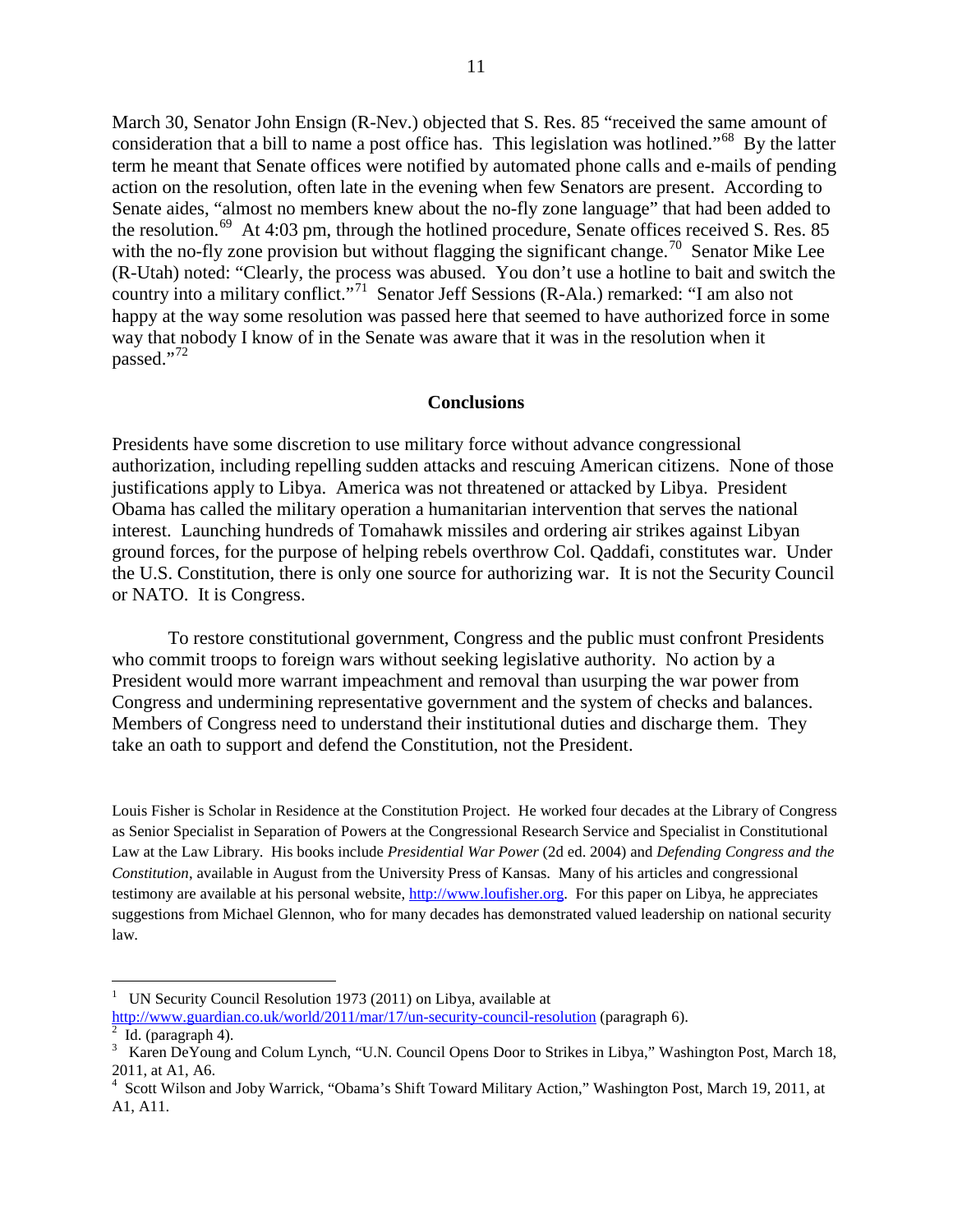March 30, Senator John Ensign (R-Nev.) objected that S. Res. 85 "received the same amount of consideration that a bill to name a post office has. This legislation was hotlined."[68] By the latter term he meant that Senate offices were notified by automated phone calls and e-mails of pending action on the resolution, often late in the evening when few Senators are present. According to Senate aides, "almost no members knew about the no-fly zone language" that had been added to the resolution.[69] At 4:03 pm, through the hotlined procedure, Senate offices received S. Res. 85 with the no-fly zone provision but without flagging the significant change.[70] Senator Mike Lee (R-Utah) noted: "Clearly, the process was abused. You don't use a hotline to bait and switch the country into a military conflict."[71] Senator Jeff Sessions (R-Ala.) remarked: "I am also not happy at the way some resolution was passed here that seemed to have authorized force in some way that nobody I know of in the Senate was aware that it was in the resolution when it passed."[72]

## Conclusions

Presidents have some discretion to use military force without advance congressional authorization, including repelling sudden attacks and rescuing American citizens. None of those justifications apply to Libya. America was not threatened or attacked by Libya. President Obama has called the military operation a humanitarian intervention that serves the national interest. Launching hundreds of Tomahawk missiles and ordering air strikes against Libyan ground forces, for the purpose of helping rebels overthrow Col. Qaddafi, constitutes war. Under the U.S. Constitution, there is only one source for authorizing war. It is not the Security Council or NATO. It is Congress.

To restore constitutional government, Congress and the public must confront Presidents who commit troops to foreign wars without seeking legislative authority. No action by a President would more warrant impeachment and removal than usurping the war power from Congress and undermining representative government and the system of checks and balances. Members of Congress need to understand their institutional duties and discharge them. They take an oath to support and defend the Constitution, not the President.

Louis Fisher is Scholar in Residence at the Constitution Project. He worked four decades at the Library of Congress as Senior Specialist in Separation of Powers at the Congressional Research Service and Specialist in Constitutional Law at the Law Library. His books include *Presidential War Power* (2d ed. 2004) and *Defending Congress and the Constitution*, available in August from the University Press of Kansas. Many of his articles and congressional testimony are available at his personal website, http://www.loufisher.org. For this paper on Libya, he appreciates suggestions from Michael Glennon, who for many decades has demonstrated valued leadership on national security law.

---

[1] UN Security Council Resolution 1973 (2011) on Libya, available at http://www.guardian.co.uk/world/2011/mar/17/un-security-council-resolution (paragraph 6).

[2] Id. (paragraph 4).

[3] Karen DeYoung and Colum Lynch, "U.N. Council Opens Door to Strikes in Libya," Washington Post, March 18, 2011, at A1, A6.

[4] Scott Wilson and Joby Warrick, "Obama's Shift Toward Military Action," Washington Post, March 19, 2011, at A1, A11.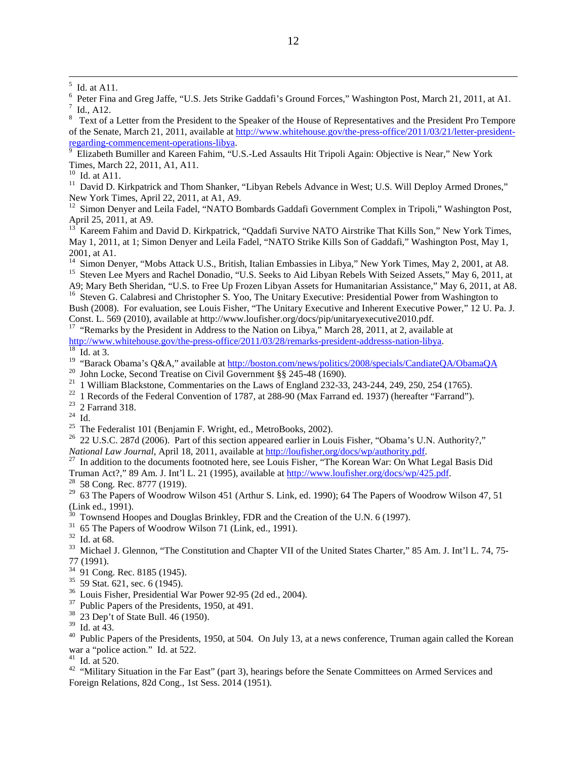[5] Id. at A11.

[6] Peter Fina and Greg Jaffe, "U.S. Jets Strike Gaddafi's Ground Forces," Washington Post, March 21, 2011, at A1.

[7] Id., A12.

[8] Text of a Letter from the President to the Speaker of the House of Representatives and the President Pro Tempore of the Senate, March 21, 2011, available at http://www.whitehouse.gov/the-press-office/2011/03/21/letter-president-regarding-commencement-operations-libya.

[9] Elizabeth Bumiller and Kareen Fahim, "U.S.-Led Assaults Hit Tripoli Again: Objective is Near," New York Times, March 22, 2011, A1, A11.

[10] Id. at A11.

[11] David D. Kirkpatrick and Thom Shanker, "Libyan Rebels Advance in West; U.S. Will Deploy Armed Drones," New York Times, April 22, 2011, at A1, A9.

[12] Simon Denyer and Leila Fadel, "NATO Bombards Gaddafi Government Complex in Tripoli," Washington Post, April 25, 2011, at A9.

[13] Kareem Fahim and David D. Kirkpatrick, "Qaddafi Survive NATO Airstrike That Kills Son," New York Times, May 1, 2011, at 1; Simon Denyer and Leila Fadel, "NATO Strike Kills Son of Gaddafi," Washington Post, May 1, 2001, at A1.

[14] Simon Denyer, "Mobs Attack U.S., British, Italian Embassies in Libya," New York Times, May 2, 2001, at A8.

[15] Steven Lee Myers and Rachel Donadio, "U.S. Seeks to Aid Libyan Rebels With Seized Assets," May 6, 2011, at A9; Mary Beth Sheridan, "U.S. to Free Up Frozen Libyan Assets for Humanitarian Assistance," May 6, 2011, at A8.

[16] Steven G. Calabresi and Christopher S. Yoo, The Unitary Executive: Presidential Power from Washington to Bush (2008). For evaluation, see Louis Fisher, "The Unitary Executive and Inherent Executive Power," 12 U. Pa. J. Const. L. 569 (2010), available at http://www.loufisher.org/docs/pip/unitaryexecutive2010.pdf.

[17] "Remarks by the President in Address to the Nation on Libya," March 28, 2011, at 2, available at http://www.whitehouse.gov/the-press-office/2011/03/28/remarks-president-addresss-nation-libya.

[18] Id. at 3.

[19] "Barack Obama's Q&A," available at http://boston.com/news/politics/2008/specials/CandiateQA/ObamaQA

[20] John Locke, Second Treatise on Civil Government §§ 245-48 (1690).

[21] 1 William Blackstone, Commentaries on the Laws of England 232-33, 243-244, 249, 250, 254 (1765).

[22] 1 Records of the Federal Convention of 1787, at 288-90 (Max Farrand ed. 1937) (hereafter "Farrand").

[23] 2 Farrand 318.

[24] Id.

[25] The Federalist 101 (Benjamin F. Wright, ed., MetroBooks, 2002).

[26] 22 U.S.C. 287d (2006). Part of this section appeared earlier in Louis Fisher, "Obama's U.N. Authority?," *National Law Journal*, April 18, 2011, available at http://loufisher.org/docs/wp/authority.pdf.

[27] In addition to the documents footnoted here, see Louis Fisher, "The Korean War: On What Legal Basis Did Truman Act?," 89 Am. J. Int'l L. 21 (1995), available at http://www.loufisher.org/docs/wp/425.pdf.

[28] 58 Cong. Rec. 8777 (1919).

[29] 63 The Papers of Woodrow Wilson 451 (Arthur S. Link, ed. 1990); 64 The Papers of Woodrow Wilson 47, 51 (Link ed., 1991).

[30] Townsend Hoopes and Douglas Brinkley, FDR and the Creation of the U.N. 6 (1997).

[31] 65 The Papers of Woodrow Wilson 71 (Link, ed., 1991).

[32] Id. at 68.

[33] Michael J. Glennon, "The Constitution and Chapter VII of the United States Charter," 85 Am. J. Int'l L. 74, 75-77 (1991).

[34] 91 Cong. Rec. 8185 (1945).

[35] 59 Stat. 621, sec. 6 (1945).

[36] Louis Fisher, Presidential War Power 92-95 (2d ed., 2004).

[37] Public Papers of the Presidents, 1950, at 491.

[38] 23 Dep't of State Bull. 46 (1950).

[39] Id. at 43.

[40] Public Papers of the Presidents, 1950, at 504. On July 13, at a news conference, Truman again called the Korean war a "police action." Id. at 522.

[41] Id. at 520.

[42] "Military Situation in the Far East" (part 3), hearings before the Senate Committees on Armed Services and Foreign Relations, 82d Cong., 1st Sess. 2014 (1951).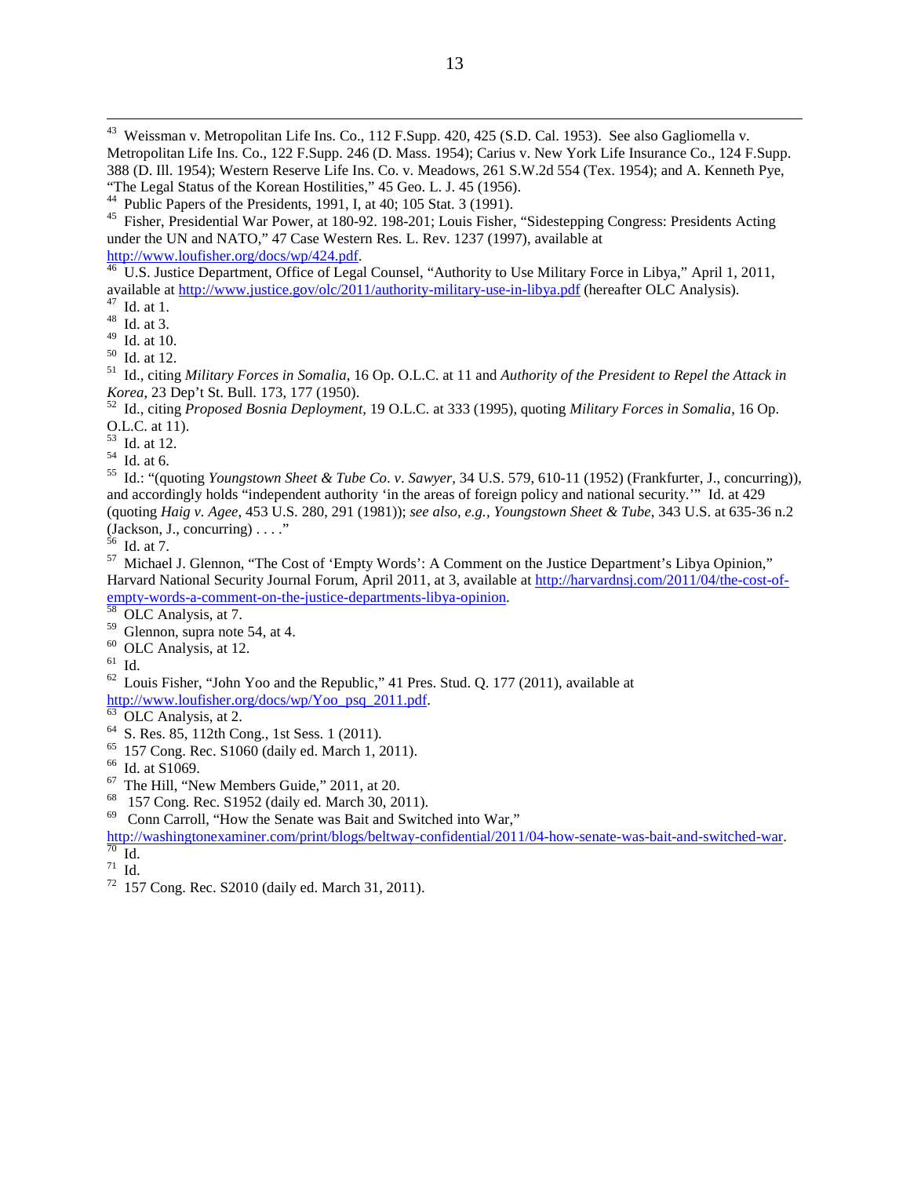[43] Weissman v. Metropolitan Life Ins. Co., 112 F.Supp. 420, 425 (S.D. Cal. 1953). See also Gagliomella v. Metropolitan Life Ins. Co., 122 F.Supp. 246 (D. Mass. 1954); Carius v. New York Life Insurance Co., 124 F.Supp. 388 (D. Ill. 1954); Western Reserve Life Ins. Co. v. Meadows, 261 S.W.2d 554 (Tex. 1954); and A. Kenneth Pye, "The Legal Status of the Korean Hostilities," 45 Geo. L. J. 45 (1956).

[44] Public Papers of the Presidents, 1991, I, at 40; 105 Stat. 3 (1991).

[45] Fisher, Presidential War Power, at 180-92. 198-201; Louis Fisher, "Sidestepping Congress: Presidents Acting under the UN and NATO," 47 Case Western Res. L. Rev. 1237 (1997), available at http://www.loufisher.org/docs/wp/424.pdf.

[46] U.S. Justice Department, Office of Legal Counsel, "Authority to Use Military Force in Libya," April 1, 2011, available at http://www.justice.gov/olc/2011/authority-military-use-in-libya.pdf (hereafter OLC Analysis).

[47] Id. at 1.

[48] Id. at 3.

[49] Id. at 10.

[50] Id. at 12.

[51] Id., citing *Military Forces in Somalia*, 16 Op. O.L.C. at 11 and *Authority of the President to Repel the Attack in Korea*, 23 Dep't St. Bull. 173, 177 (1950).

[52] Id., citing *Proposed Bosnia Deployment*, 19 O.L.C. at 333 (1995), quoting *Military Forces in Somalia*, 16 Op. O.L.C. at 11).

[53] Id. at 12.

[54] Id. at 6.

[55] Id.: "(quoting *Youngstown Sheet & Tube Co. v. Sawyer*, 34 U.S. 579, 610-11 (1952) (Frankfurter, J., concurring)), and accordingly holds "independent authority 'in the areas of foreign policy and national security.'" Id. at 429 (quoting *Haig v. Agee*, 453 U.S. 280, 291 (1981)); *see also, e.g.*, *Youngstown Sheet & Tube*, 343 U.S. at 635-36 n.2 (Jackson, J., concurring) . . . ."

[56] Id. at 7.

[57] Michael J. Glennon, "The Cost of 'Empty Words': A Comment on the Justice Department's Libya Opinion," Harvard National Security Journal Forum, April 2011, at 3, available at http://harvardnsj.com/2011/04/the-cost-of-empty-words-a-comment-on-the-justice-departments-libya-opinion.

[58] OLC Analysis, at 7.

[59] Glennon, supra note 54, at 4.

[60] OLC Analysis, at 12.

[61] Id.

[62] Louis Fisher, "John Yoo and the Republic," 41 Pres. Stud. Q. 177 (2011), available at http://www.loufisher.org/docs/wp/Yoo_psq_2011.pdf.

[63] OLC Analysis, at 2.

[64] S. Res. 85, 112th Cong., 1st Sess. 1 (2011).

[65] 157 Cong. Rec. S1060 (daily ed. March 1, 2011).

[66] Id. at S1069.

[67] The Hill, "New Members Guide," 2011, at 20.

[68] 157 Cong. Rec. S1952 (daily ed. March 30, 2011).

[69] Conn Carroll, "How the Senate was Bait and Switched into War," http://washingtonexaminer.com/print/blogs/beltway-confidential/2011/04-how-senate-was-bait-and-switched-war.

[70] Id.

[71] Id.

[72] 157 Cong. Rec. S2010 (daily ed. March 31, 2011).